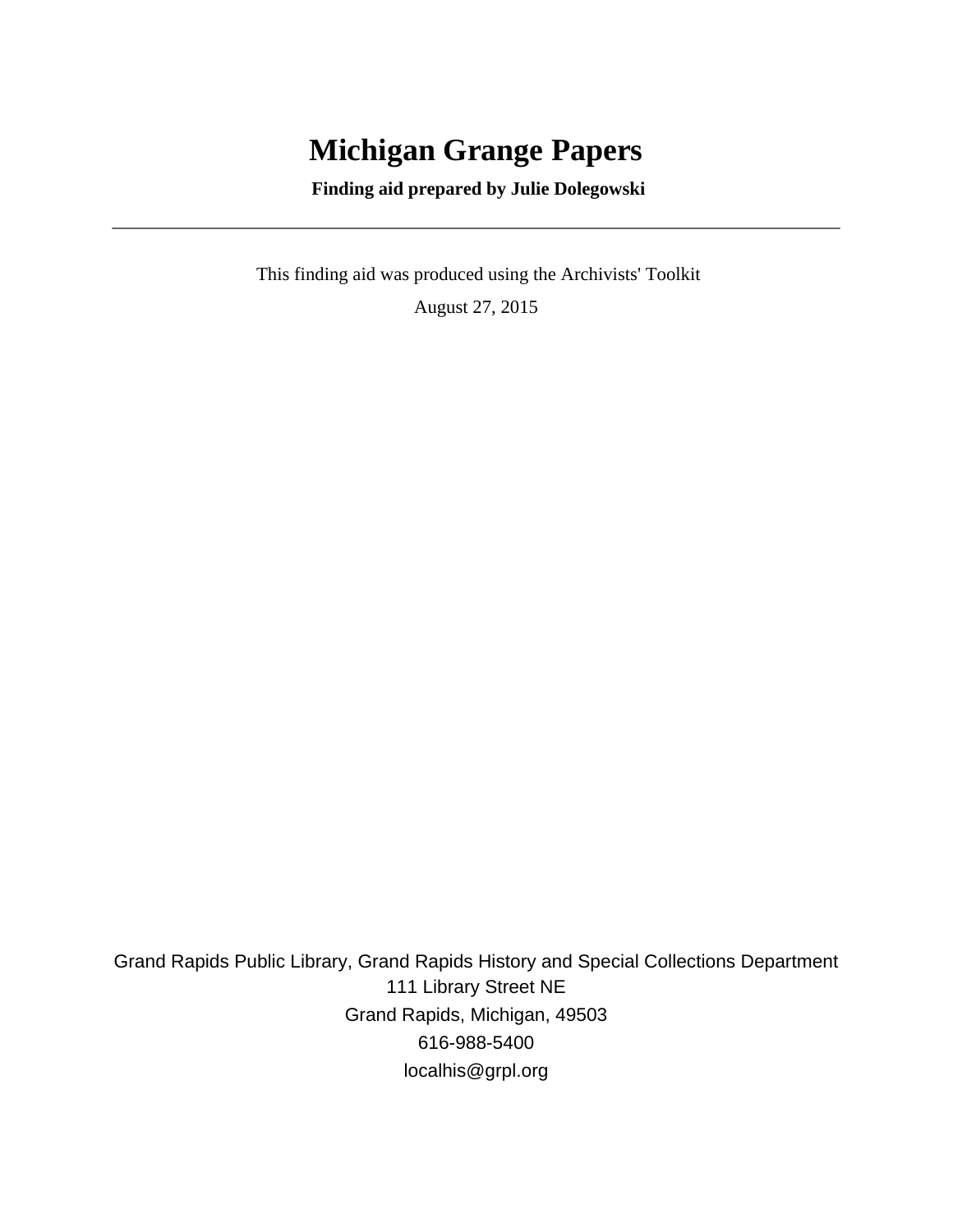# Michigan Grange Papers

**Finding aid prepared by Julie Dolegowski**

---

This finding aid was produced using the Archivists' Toolkit

August 27, 2015

Grand Rapids Public Library, Grand Rapids History and Special Collections Department
111 Library Street NE
Grand Rapids, Michigan, 49503
616-988-5400
localhis@grpl.org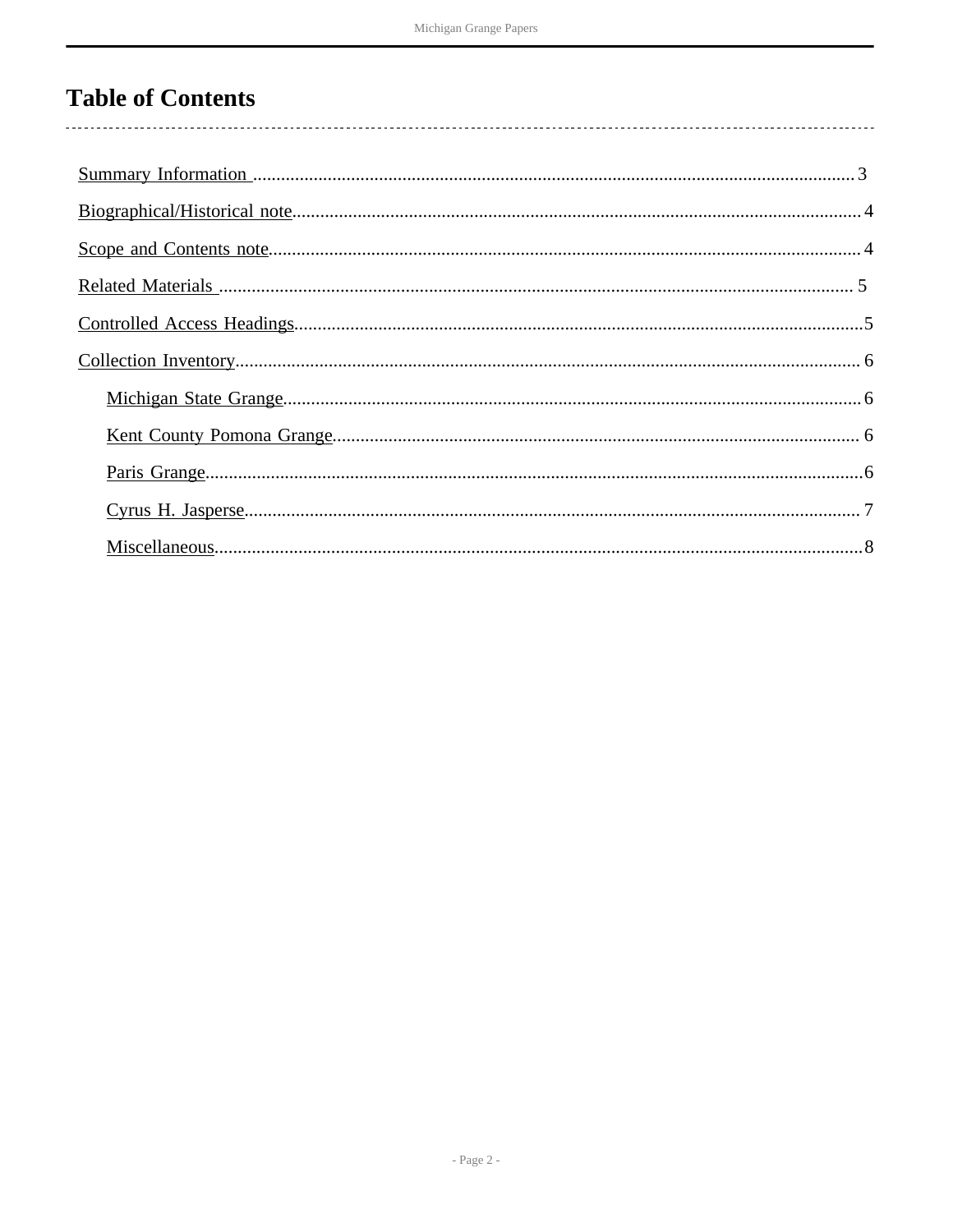# Table of Contents

- Summary Information ..................................................3
- Biographical/Historical note..........................................4
- Scope and Contents note...............................................4
- Related Materials ....................................................5
- Controlled Access Headings............................................5
- Collection Inventory..................................................6
  - Michigan State Grange...............................................6
  - Kent County Pomona Grange...........................................6
  - Paris Grange........................................................6
  - Cyrus H. Jasperse...................................................7
  - Miscellaneous.......................................................8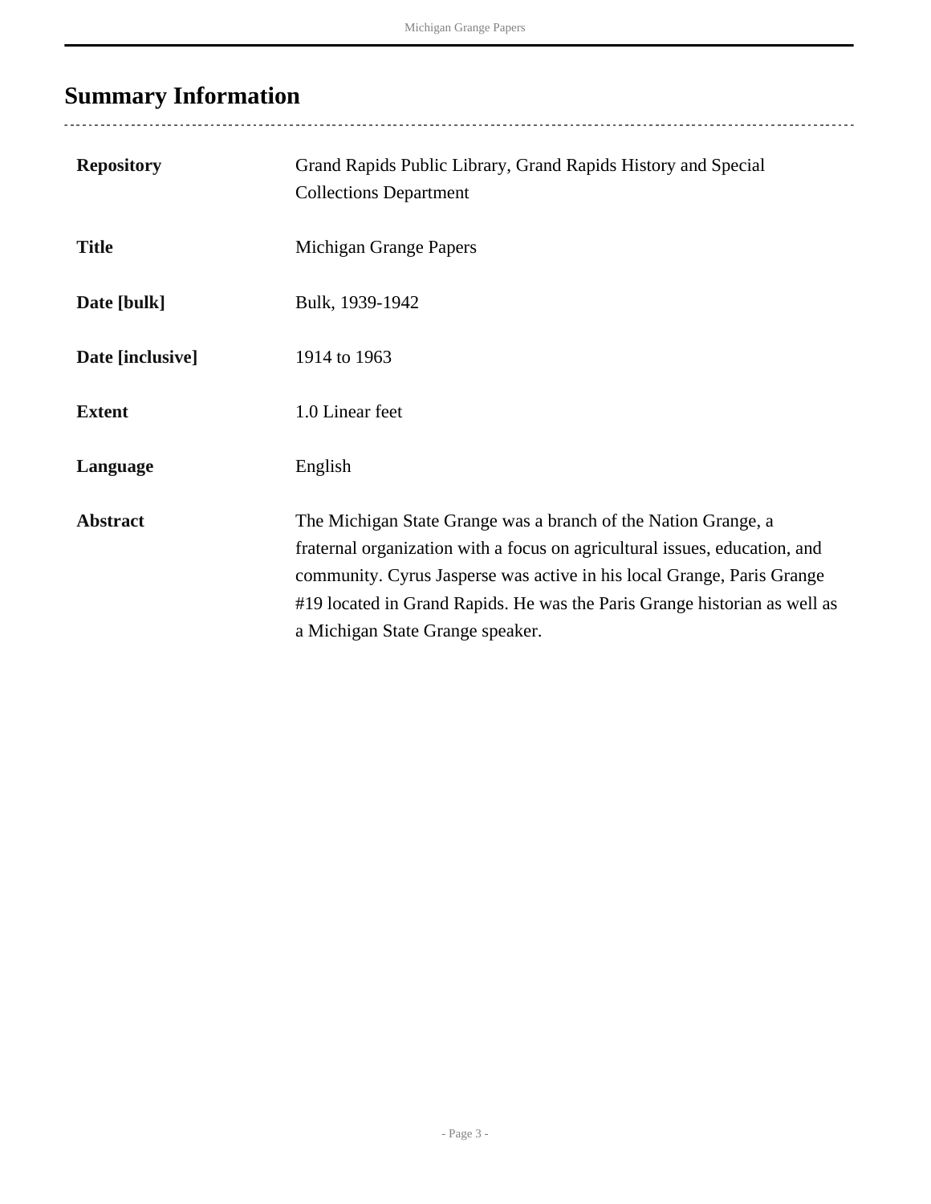## Summary Information

| | |
|---|---|
| **Repository** | Grand Rapids Public Library, Grand Rapids History and Special Collections Department |
| **Title** | Michigan Grange Papers |
| **Date [bulk]** | Bulk, 1939-1942 |
| **Date [inclusive]** | 1914 to 1963 |
| **Extent** | 1.0 Linear feet |
| **Language** | English |
| **Abstract** | The Michigan State Grange was a branch of the Nation Grange, a fraternal organization with a focus on agricultural issues, education, and community. Cyrus Jasperse was active in his local Grange, Paris Grange #19 located in Grand Rapids. He was the Paris Grange historian as well as a Michigan State Grange speaker. |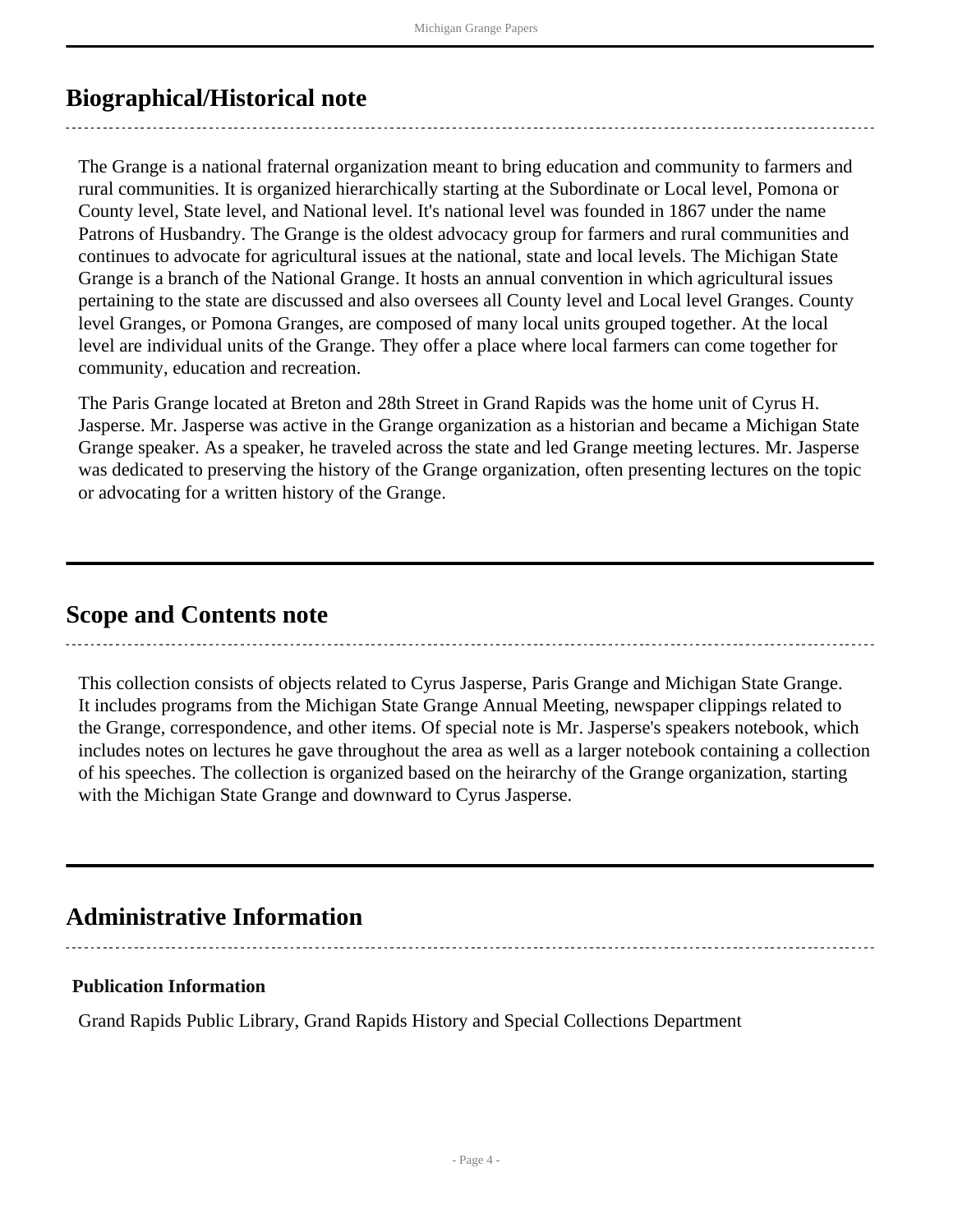## Biographical/Historical note

The Grange is a national fraternal organization meant to bring education and community to farmers and rural communities. It is organized hierarchically starting at the Subordinate or Local level, Pomona or County level, State level, and National level. It's national level was founded in 1867 under the name Patrons of Husbandry. The Grange is the oldest advocacy group for farmers and rural communities and continues to advocate for agricultural issues at the national, state and local levels. The Michigan State Grange is a branch of the National Grange. It hosts an annual convention in which agricultural issues pertaining to the state are discussed and also oversees all County level and Local level Granges. County level Granges, or Pomona Granges, are composed of many local units grouped together. At the local level are individual units of the Grange. They offer a place where local farmers can come together for community, education and recreation.

The Paris Grange located at Breton and 28th Street in Grand Rapids was the home unit of Cyrus H. Jasperse. Mr. Jasperse was active in the Grange organization as a historian and became a Michigan State Grange speaker. As a speaker, he traveled across the state and led Grange meeting lectures. Mr. Jasperse was dedicated to preserving the history of the Grange organization, often presenting lectures on the topic or advocating for a written history of the Grange.

## Scope and Contents note

This collection consists of objects related to Cyrus Jasperse, Paris Grange and Michigan State Grange. It includes programs from the Michigan State Grange Annual Meeting, newspaper clippings related to the Grange, correspondence, and other items. Of special note is Mr. Jasperse's speakers notebook, which includes notes on lectures he gave throughout the area as well as a larger notebook containing a collection of his speeches. The collection is organized based on the heirarchy of the Grange organization, starting with the Michigan State Grange and downward to Cyrus Jasperse.

## Administrative Information

### Publication Information

Grand Rapids Public Library, Grand Rapids History and Special Collections Department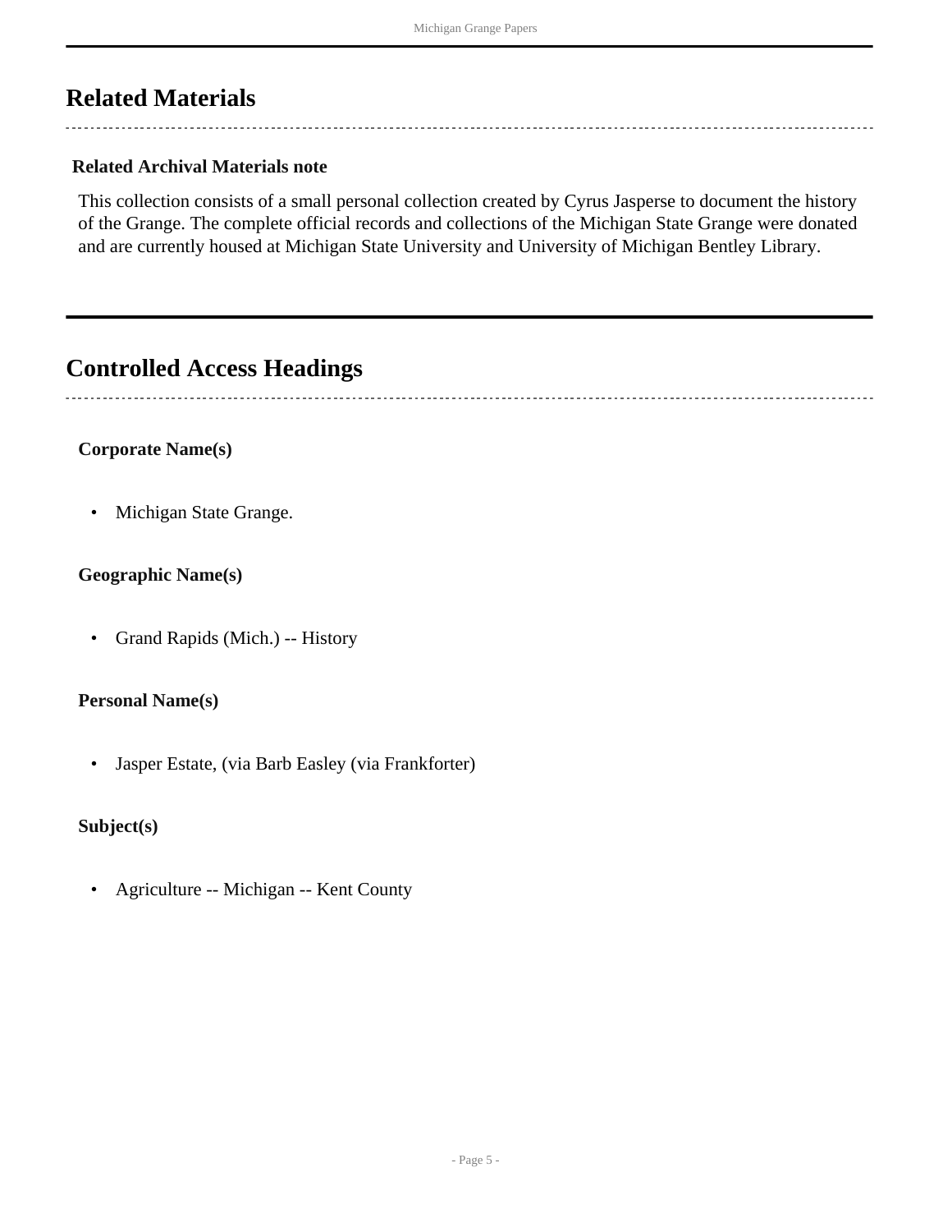## Related Materials

### Related Archival Materials note

This collection consists of a small personal collection created by Cyrus Jasperse to document the history of the Grange. The complete official records and collections of the Michigan State Grange were donated and are currently housed at Michigan State University and University of Michigan Bentley Library.

## Controlled Access Headings

### Corporate Name(s)

- Michigan State Grange.

### Geographic Name(s)

- Grand Rapids (Mich.) -- History

### Personal Name(s)

- Jasper Estate, (via Barb Easley (via Frankforter)

### Subject(s)

- Agriculture -- Michigan -- Kent County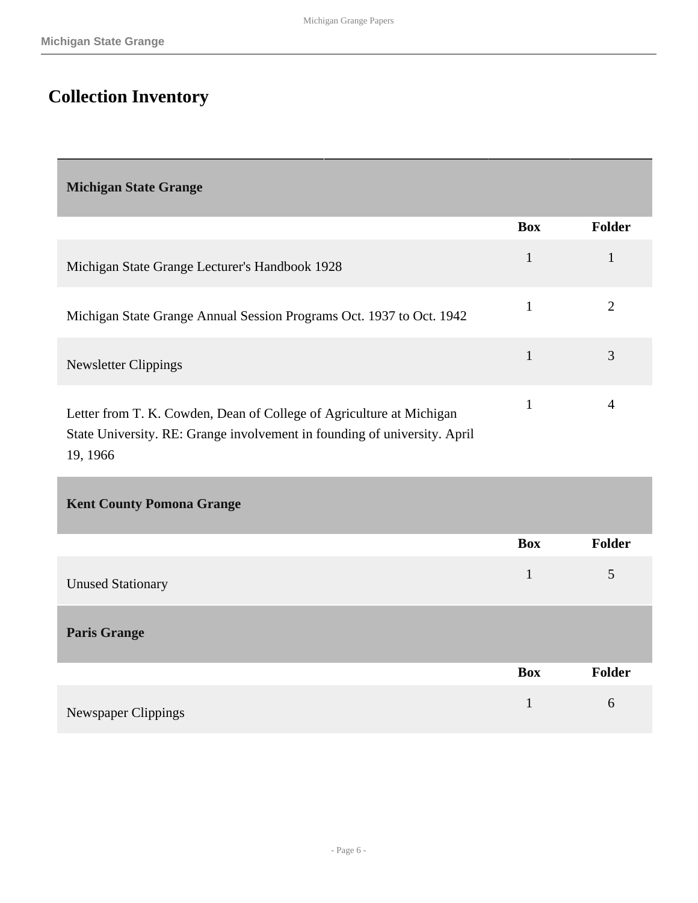## Collection Inventory

### Michigan State Grange

| | Box | Folder |
|---|---|---|
| Michigan State Grange Lecturer's Handbook 1928 | 1 | 1 |
| Michigan State Grange Annual Session Programs Oct. 1937 to Oct. 1942 | 1 | 2 |
| Newsletter Clippings | 1 | 3 |
| Letter from T. K. Cowden, Dean of College of Agriculture at Michigan State University. RE: Grange involvement in founding of university. April 19, 1966 | 1 | 4 |

### Kent County Pomona Grange

| | Box | Folder |
|---|---|---|
| Unused Stationary | 1 | 5 |

### Paris Grange

| | Box | Folder |
|---|---|---|
| Newspaper Clippings | 1 | 6 |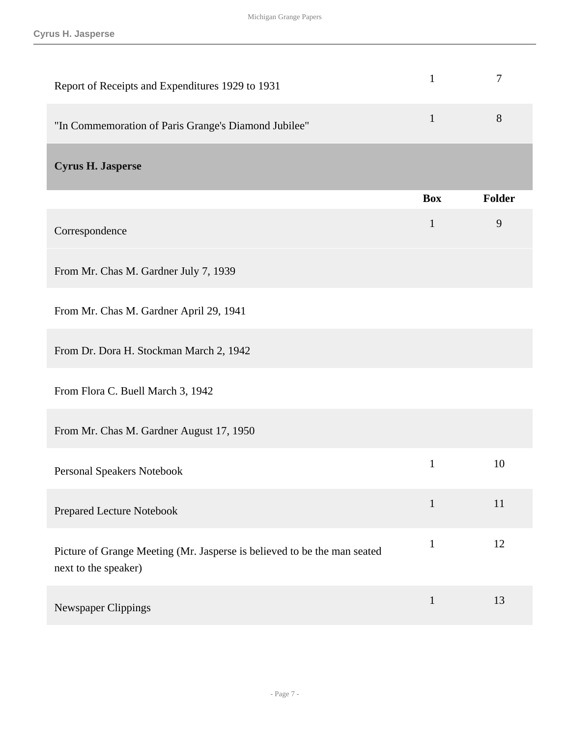| | Box | Folder |
|---|---|---|
| Report of Receipts and Expenditures 1929 to 1931 | 1 | 7 |
| "In Commemoration of Paris Grange's Diamond Jubilee" | 1 | 8 |

## Cyrus H. Jasperse

| | Box | Folder |
|---|---|---|
| Correspondence | 1 | 9 |
| From Mr. Chas M. Gardner July 7, 1939 | | |
| From Mr. Chas M. Gardner April 29, 1941 | | |
| From Dr. Dora H. Stockman March 2, 1942 | | |
| From Flora C. Buell March 3, 1942 | | |
| From Mr. Chas M. Gardner August 17, 1950 | | |
| Personal Speakers Notebook | 1 | 10 |
| Prepared Lecture Notebook | 1 | 11 |
| Picture of Grange Meeting (Mr. Jasperse is believed to be the man seated next to the speaker) | 1 | 12 |
| Newspaper Clippings | 1 | 13 |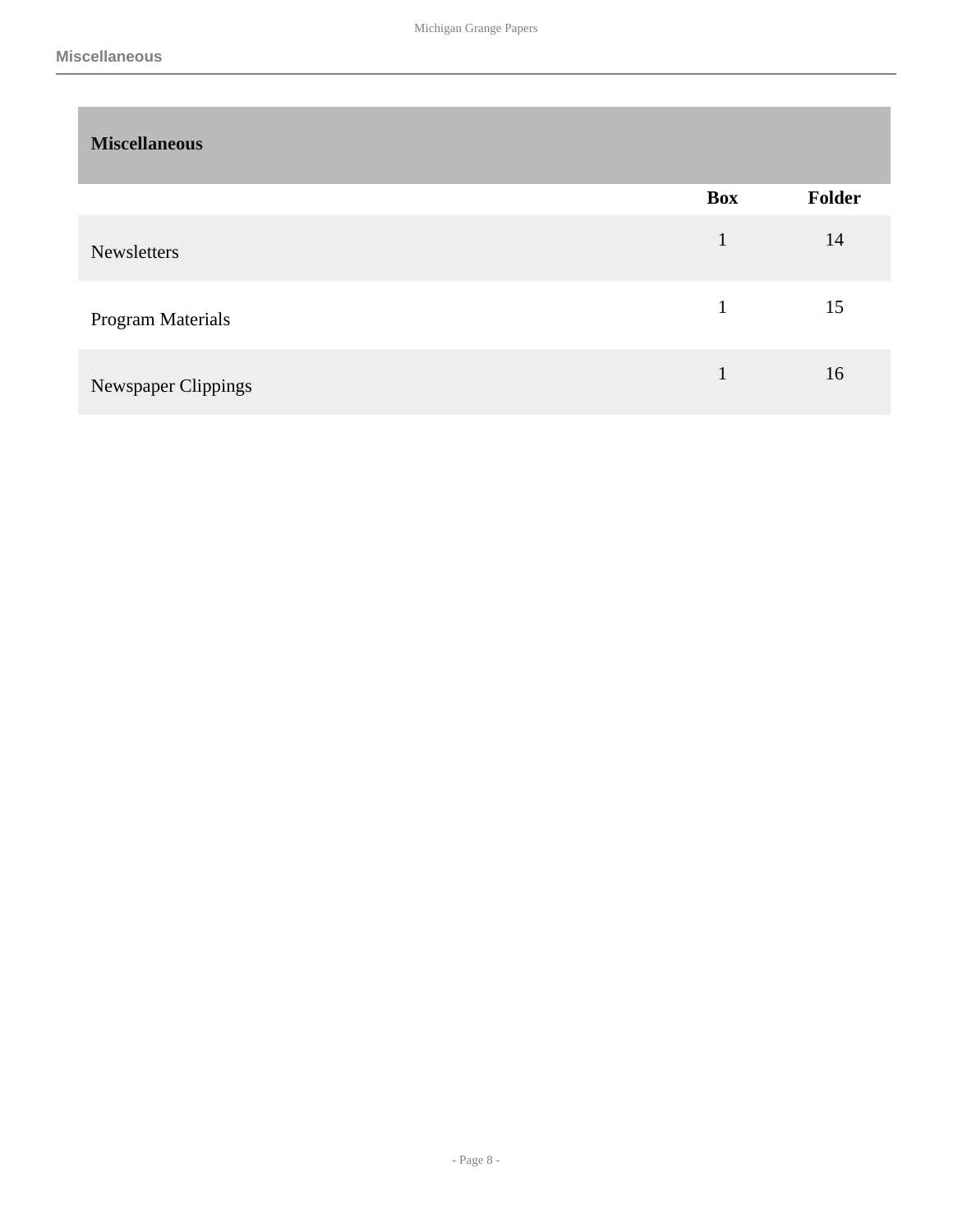## Miscellaneous

| | Box | Folder |
|---|---|---|
| Newsletters | 1 | 14 |
| Program Materials | 1 | 15 |
| Newspaper Clippings | 1 | 16 |